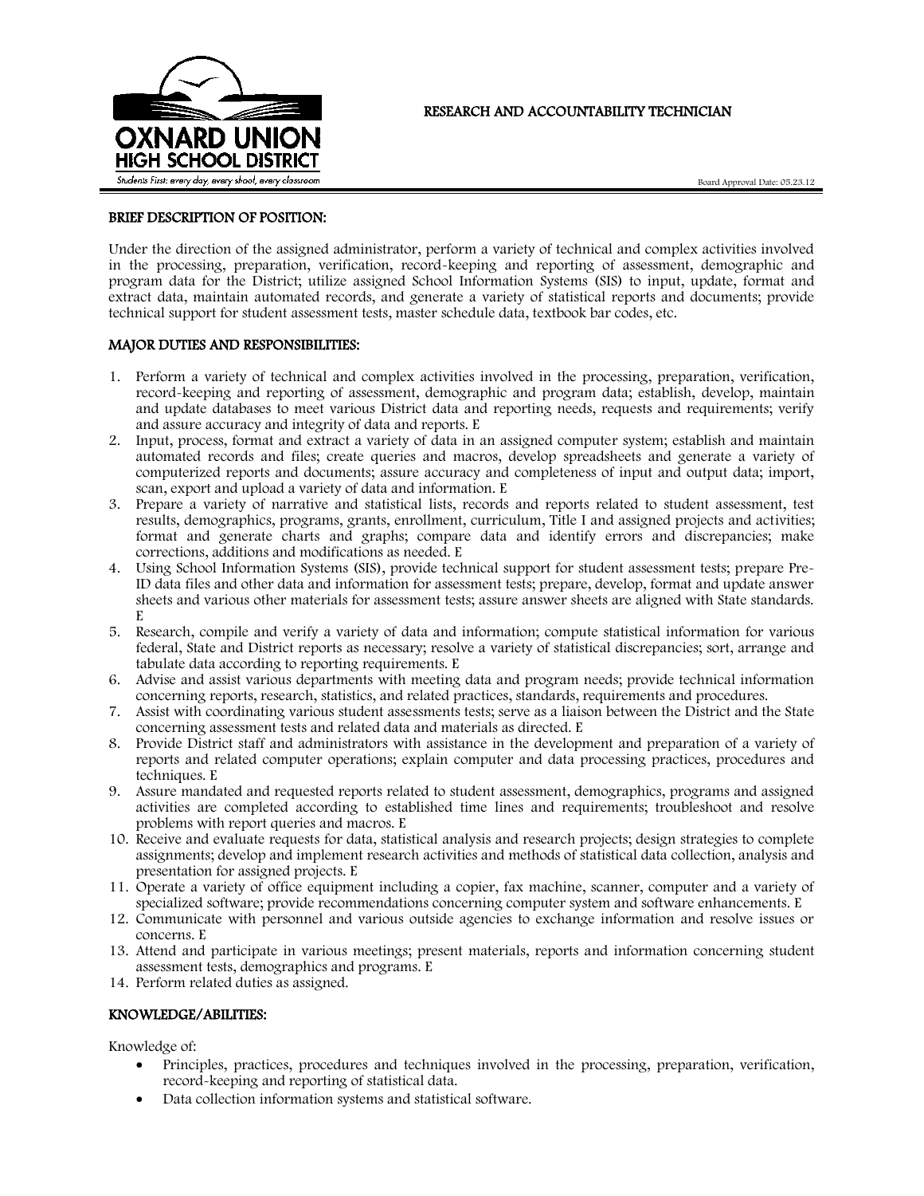OXNARD UNION HIGH SCHOOL DISTRICT

Students First: every day, every shoot, every classroom

# RESEARCH AND ACCOUNTABILITY TECHNICIAN

Board Approval Date: 05.23.12

## BRIEF DESCRIPTION OF POSITION:

Under the direction of the assigned administrator, perform a variety of technical and complex activities involved in the processing, preparation, verification, record-keeping and reporting of assessment, demographic and program data for the District; utilize assigned School Information Systems (SIS) to input, update, format and extract data, maintain automated records, and generate a variety of statistical reports and documents; provide technical support for student assessment tests, master schedule data, textbook bar codes, etc.

## MAJOR DUTIES AND RESPONSIBILITIES:

1. Perform a variety of technical and complex activities involved in the processing, preparation, verification, record-keeping and reporting of assessment, demographic and program data; establish, develop, maintain and update databases to meet various District data and reporting needs, requests and requirements; verify and assure accuracy and integrity of data and reports. E
2. Input, process, format and extract a variety of data in an assigned computer system; establish and maintain automated records and files; create queries and macros, develop spreadsheets and generate a variety of computerized reports and documents; assure accuracy and completeness of input and output data; import, scan, export and upload a variety of data and information. E
3. Prepare a variety of narrative and statistical lists, records and reports related to student assessment, test results, demographics, programs, grants, enrollment, curriculum, Title I and assigned projects and activities; format and generate charts and graphs; compare data and identify errors and discrepancies; make corrections, additions and modifications as needed. E
4. Using School Information Systems (SIS), provide technical support for student assessment tests; prepare Pre-ID data files and other data and information for assessment tests; prepare, develop, format and update answer sheets and various other materials for assessment tests; assure answer sheets are aligned with State standards. E
5. Research, compile and verify a variety of data and information; compute statistical information for various federal, State and District reports as necessary; resolve a variety of statistical discrepancies; sort, arrange and tabulate data according to reporting requirements. E
6. Advise and assist various departments with meeting data and program needs; provide technical information concerning reports, research, statistics, and related practices, standards, requirements and procedures.
7. Assist with coordinating various student assessments tests; serve as a liaison between the District and the State concerning assessment tests and related data and materials as directed. E
8. Provide District staff and administrators with assistance in the development and preparation of a variety of reports and related computer operations; explain computer and data processing practices, procedures and techniques. E
9. Assure mandated and requested reports related to student assessment, demographics, programs and assigned activities are completed according to established time lines and requirements; troubleshoot and resolve problems with report queries and macros. E
10. Receive and evaluate requests for data, statistical analysis and research projects; design strategies to complete assignments; develop and implement research activities and methods of statistical data collection, analysis and presentation for assigned projects. E
11. Operate a variety of office equipment including a copier, fax machine, scanner, computer and a variety of specialized software; provide recommendations concerning computer system and software enhancements. E
12. Communicate with personnel and various outside agencies to exchange information and resolve issues or concerns. E
13. Attend and participate in various meetings; present materials, reports and information concerning student assessment tests, demographics and programs. E
14. Perform related duties as assigned.

## KNOWLEDGE/ABILITIES:

Knowledge of:

- Principles, practices, procedures and techniques involved in the processing, preparation, verification, record-keeping and reporting of statistical data.
- Data collection information systems and statistical software.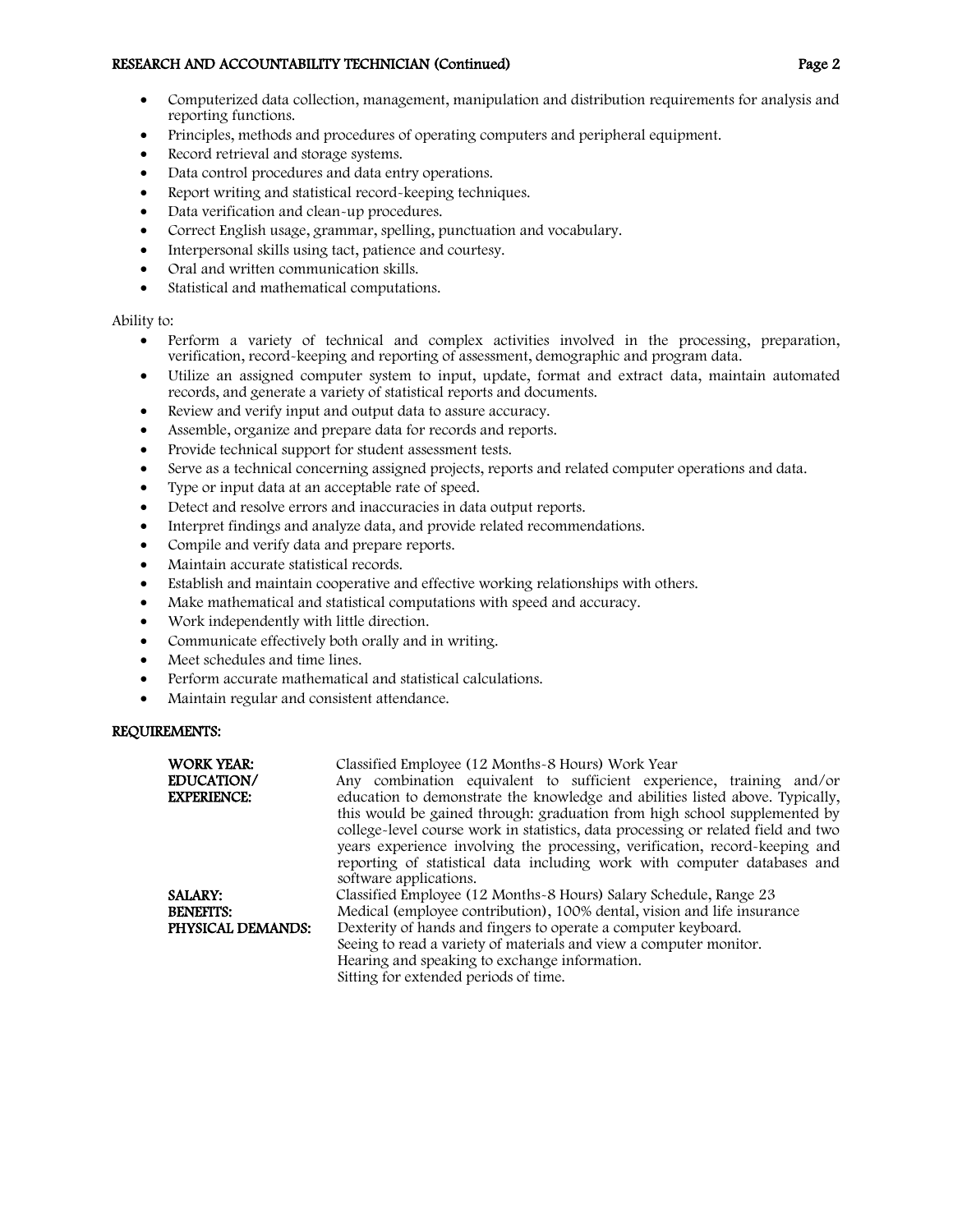- Computerized data collection, management, manipulation and distribution requirements for analysis and reporting functions.
- Principles, methods and procedures of operating computers and peripheral equipment.
- Record retrieval and storage systems.
- Data control procedures and data entry operations.
- Report writing and statistical record-keeping techniques.
- Data verification and clean-up procedures.
- Correct English usage, grammar, spelling, punctuation and vocabulary.
- Interpersonal skills using tact, patience and courtesy.
- Oral and written communication skills.
- Statistical and mathematical computations.

Ability to:

- Perform a variety of technical and complex activities involved in the processing, preparation, verification, record-keeping and reporting of assessment, demographic and program data.
- Utilize an assigned computer system to input, update, format and extract data, maintain automated records, and generate a variety of statistical reports and documents.
- Review and verify input and output data to assure accuracy.
- Assemble, organize and prepare data for records and reports.
- Provide technical support for student assessment tests.
- Serve as a technical concerning assigned projects, reports and related computer operations and data.
- Type or input data at an acceptable rate of speed.
- Detect and resolve errors and inaccuracies in data output reports.
- Interpret findings and analyze data, and provide related recommendations.
- Compile and verify data and prepare reports.
- Maintain accurate statistical records.
- Establish and maintain cooperative and effective working relationships with others.
- Make mathematical and statistical computations with speed and accuracy.
- Work independently with little direction.
- Communicate effectively both orally and in writing.
- Meet schedules and time lines.
- Perform accurate mathematical and statistical calculations.
- Maintain regular and consistent attendance.

**REQUIREMENTS:**

| | |
|---|---|
| **WORK YEAR:** | Classified Employee (12 Months-8 Hours) Work Year |
| **EDUCATION/ EXPERIENCE:** | Any combination equivalent to sufficient experience, training and/or education to demonstrate the knowledge and abilities listed above. Typically, this would be gained through: graduation from high school supplemented by college-level course work in statistics, data processing or related field and two years experience involving the processing, verification, record-keeping and reporting of statistical data including work with computer databases and software applications. |
| **SALARY:** | Classified Employee (12 Months-8 Hours) Salary Schedule, Range 23 |
| **BENEFITS:** | Medical (employee contribution), 100% dental, vision and life insurance |
| **PHYSICAL DEMANDS:** | Dexterity of hands and fingers to operate a computer keyboard.<br>Seeing to read a variety of materials and view a computer monitor.<br>Hearing and speaking to exchange information.<br>Sitting for extended periods of time. |